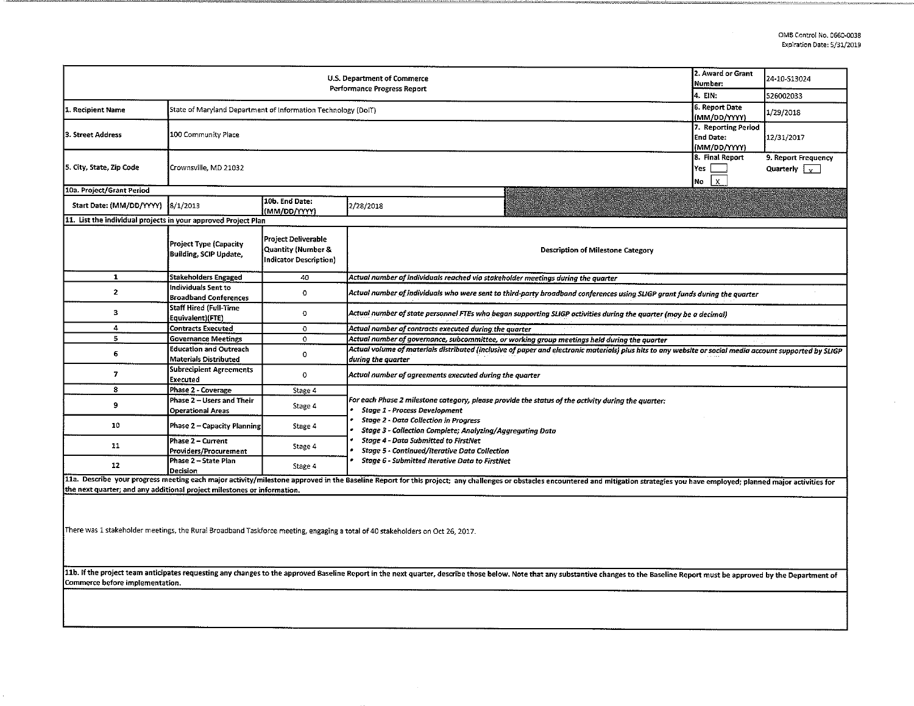OMB Control No. 0660-0038
Expiration Date: 5/31/2019

| U.S. Department of Commerce Performance Progress Report | | | | 2. Award or Grant Number: | 24-10-S13024 |
|---|---|---|---|---|---|
| | | | | 4. EIN: | 526002033 |
| 1. Recipient Name | State of Maryland Department of Information Technology (DoIT) | | | 6. Report Date (MM/DD/YYYY) | 1/29/2018 |
| 3. Street Address | 100 Community Place | | | 7. Reporting Period End Date: (MM/DD/YYYY) | 12/31/2017 |
| 5. City, State, Zip Code | Crownsville, MD 21032 | | | 8. Final Report Yes [ ] No [X] | 9. Report Frequency Quarterly [X] |
| 10a. Project/Grant Period | | | | | |
| Start Date: (MM/DD/YYYY) | 8/1/2013 | 10b. End Date: (MM/DD/YYYY) | 2/28/2018 | | |

11. List the individual projects in your approved Project Plan

| | Project Type (Capacity Building, SCIP Update, | Project Deliverable Quantity (Number & Indicator Description) | Description of Milestone Category |
|---|---|---|---|
| 1 | Stakeholders Engaged | 40 | *Actual number of individuals reached via stakeholder meetings during the quarter* |
| 2 | Individuals Sent to Broadband Conferences | 0 | *Actual number of individuals who were sent to third-party broadband conferences using SLIGP grant funds during the quarter* |
| 3 | Staff Hired (Full-Time Equivalent)(FTE) | 0 | *Actual number of state personnel FTEs who began supporting SLIGP activities during the quarter (may be a decimal)* |
| 4 | Contracts Executed | 0 | *Actual number of contracts executed during the quarter* |
| 5 | Governance Meetings | 0 | *Actual number of governance, subcommittee, or working group meetings held during the quarter* |
| 6 | Education and Outreach Materials Distributed | 0 | *Actual volume of materials distributed (inclusive of paper and electronic materials) plus hits to any website or social media account supported by SLIGP during the quarter* |
| 7 | Subrecipient Agreements Executed | 0 | *Actual number of agreements executed during the quarter* |
| 8 | Phase 2 - Coverage | Stage 4 | *For each Phase 2 milestone category, please provide the status of the activity during the quarter:* <br>• *Stage 1 - Process Development* <br>• *Stage 2 - Data Collection in Progress* <br>• *Stage 3 - Collection Complete; Analyzing/Aggregating Data* <br>• *Stage 4 - Data Submitted to FirstNet* <br>• *Stage 5 - Continued/Iterative Data Collection* <br>• *Stage 6 - Submitted Iterative Data to FirstNet* |
| 9 | Phase 2 – Users and Their Operational Areas | Stage 4 | |
| 10 | Phase 2 – Capacity Planning | Stage 4 | |
| 11 | Phase 2 – Current Providers/Procurement | Stage 4 | |
| 12 | Phase 2 – State Plan Decision | Stage 4 | |

11a. Describe your progress meeting each major activity/milestone approved in the Baseline Report for this project; any challenges or obstacles encountered and mitigation strategies you have employed; planned major activities for the next quarter; and any additional project milestones or information.

There was 1 stakeholder meetings, the Rural Broadband Taskforce meeting, engaging a total of 40 stakeholders on Oct 26, 2017.

11b. If the project team anticipates requesting any changes to the approved Baseline Report in the next quarter, describe those below. Note that any substantive changes to the Baseline Report must be approved by the Department of Commerce before implementation.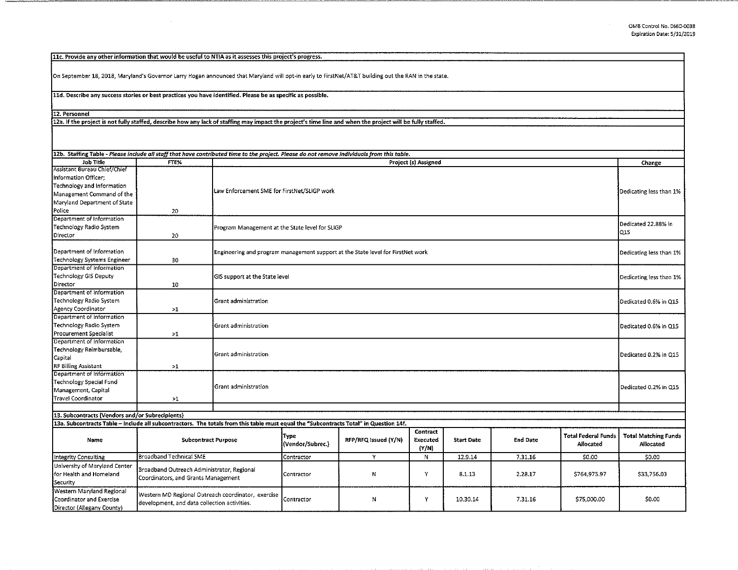**11c. Provide any other information that would be useful to NTIA as it assesses this project's progress.**

On September 18, 2018, Maryland's Governor Larry Hogan announced that Maryland will opt-in early to FirstNet/AT&T building out the RAN in the state.

**11d. Describe any success stories or best practices you have identified. Please be as specific as possible.**

**12. Personnel**

**12a. If the project is not fully staffed, describe how any lack of staffing may impact the project's time line and when the project will be fully staffed.**

**12b. Staffing Table** - *Please include all staff that have contributed time to the project. Please do not remove individuals from this table.*

| Job Title | FTE% | Project (s) Assigned | Change |
|---|---|---|---|
| Assistant Bureau Chief/Chief Information Officer; Technology and Information Management Command of the Maryland Department of State Police | 20 | Law Enforcement SME for FirstNet/SLIGP work | Dedicating less than 1% |
| Department of Information Technology Radio System Director | 20 | Program Management at the State level for SLIGP | Dedicated 22.88% in Q15 |
| Department of Information Technology Systems Engineer | 30 | Engineering and program management support at the State level for FirstNet work | Dedicating less than 1% |
| Department of Information Technology GIS Deputy Director | 10 | GIS support at the State level | Dedicating less than 1% |
| Department of Information Technology Radio System Agency Coordinator | >1 | Grant administration | Dedicated 0.6% in Q15 |
| Department of Information Technology Radio System Procurement Specialist | >1 | Grant administration | Dedicated 0.6% in Q15 |
| Department of Information Technology Reimbursable, Capital RF Billing Assistant | >1 | Grant administration | Dedicated 0.2% in Q15 |
| Department of Information Technology Special Fund Management, Capital Travel Coordinator | >1 | Grant administration | Dedicated 0.2% in Q15 |

**13. Subcontracts (Vendors and/or Subrecipients)**

**13a. Subcontracts Table – Include all subcontractors. The totals from this table must equal the "Subcontracts Total" in Question 14f.**

| Name | Subcontract Purpose | Type (Vendor/Subrec.) | RFP/RFQ Issued (Y/N) | Contract Executed (Y/N) | Start Date | End Date | Total Federal Funds Allocated | Total Matching Funds Allocated |
|---|---|---|---|---|---|---|---|---|
| Integrity Consulting | Broadband Technical SME | Contractor | Y | N | 12.9.14 | 7.31.16 | $0.00 | $0.00 |
| University of Maryland Center for Health and Homeland Security | Broadband Outreach Administrator, Regional Coordinators, and Grants Management | Contractor | N | Y | 8.1.13 | 2.28.17 | $764,975.97 | $33,756.03 |
| Western Maryland Regional Coordinator and Exercise Director (Allegany County) | Western MD Regional Outreach coordinator, exercise development, and data collection activities. | Contractor | N | Y | 10.30.14 | 7.31.16 | $75,000.00 | $0.00 |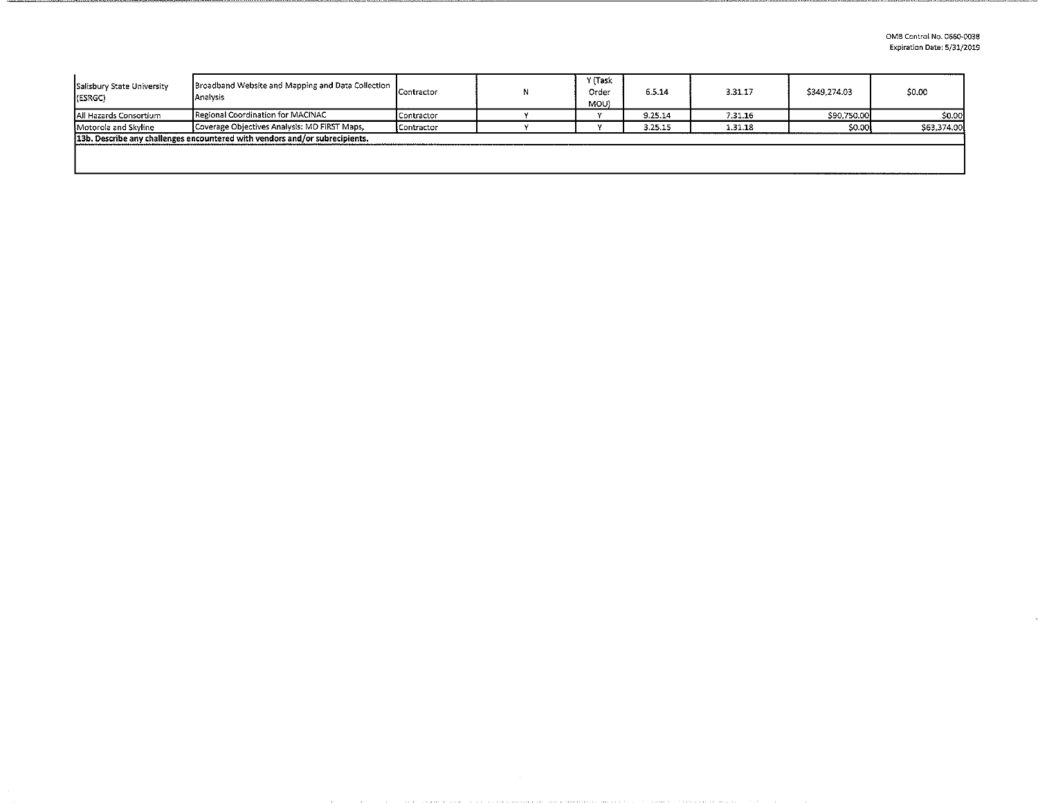| | | | | | | | | |
|---|---|---|---|---|---|---|---|---|
| Salisbury State University (ESRGC) | Broadband Website and Mapping and Data Collection Analysis | Contractor | N | Y (Task Order MOU) | 6.5.14 | 3.31.17 | $349,274.03 | $0.00 |
| All Hazards Consortium | Regional Coordination for MACINAC | Contractor | Y | Y | 9.25.14 | 7.31.16 | $90,750.00 | $0.00 |
| Motorola and Skyline | Coverage Objectives Analysis: MD FiRST Maps, | Contractor | Y | Y | 3.25.15 | 1.31.18 | $0.00 | $63,374.00 |

**13b. Describe any challenges encountered with vendors and/or subrecipients.**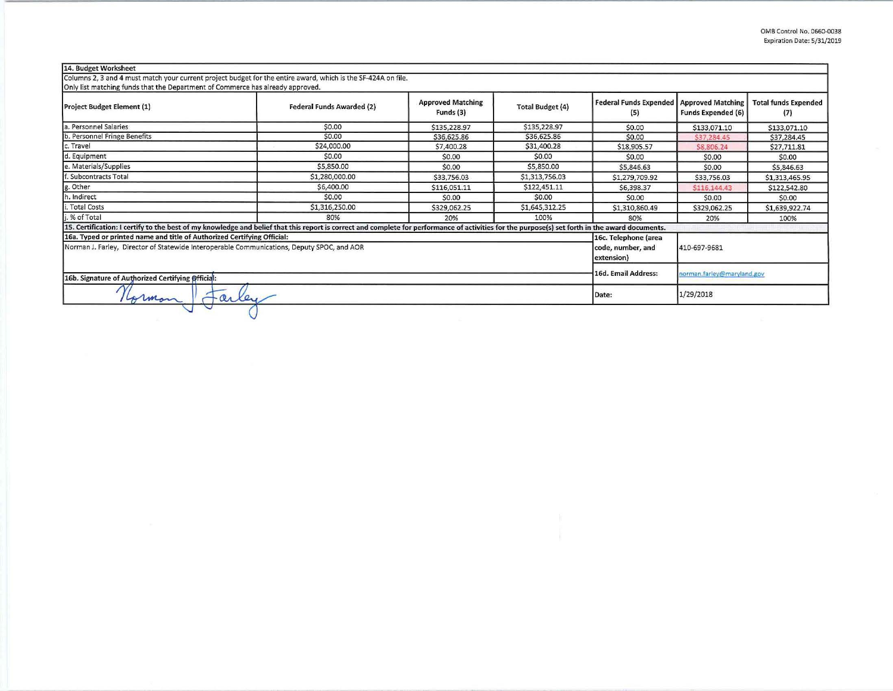OMB Control No. 0660-0038
Expiration Date: 5/31/2019

**14. Budget Worksheet**

Columns 2, 3 and 4 must match your current project budget for the entire award, which is the SF-424A on file.
Only list matching funds that the Department of Commerce has already approved.

| Project Budget Element (1) | Federal Funds Awarded (2) | Approved Matching Funds (3) | Total Budget (4) | Federal Funds Expended (5) | Approved Matching Funds Expended (6) | Total funds Expended (7) |
|---|---|---|---|---|---|---|
| a. Personnel Salaries | $0.00 | $135,228.97 | $135,228.97 | $0.00 | $133,071.10 | $133,071.10 |
| b. Personnel Fringe Benefits | $0.00 | $36,625.86 | $36,625.86 | $0.00 | $37,284.45 | $37,284.45 |
| c. Travel | $24,000.00 | $7,400.28 | $31,400.28 | $18,905.57 | $8,806.24 | $27,711.81 |
| d. Equipment | $0.00 | $0.00 | $0.00 | $0.00 | $0.00 | $0.00 |
| e. Materials/Supplies | $5,850.00 | $0.00 | $5,850.00 | $5,846.63 | $0.00 | $5,846.63 |
| f. Subcontracts Total | $1,280,000.00 | $33,756.03 | $1,313,756.03 | $1,279,709.92 | $33,756.03 | $1,313,465.95 |
| g. Other | $6,400.00 | $116,051.11 | $122,451.11 | $6,398.37 | $116,144.43 | $122,542.80 |
| h. Indirect | $0.00 | $0.00 | $0.00 | $0.00 | $0.00 | $0.00 |
| i. Total Costs | $1,316,250.00 | $329,062.25 | $1,645,312.25 | $1,310,860.49 | $329,062.25 | $1,639,922.74 |
| j. % of Total | 80% | 20% | 100% | 80% | 20% | 100% |

**15. Certification: I certify to the best of my knowledge and belief that this report is correct and complete for performance of activities for the purpose(s) set forth in the award documents.**

| | |
|---|---|
| **16a. Typed or printed name and title of Authorized Certifying Official:** Norman J. Farley, Director of Statewide Interoperable Communications, Deputy SPOC, and AOR | **16c. Telephone (area code, number, and extension)** 410-697-9681 |
| **16b. Signature of Authorized Certifying Official:** Norman J Farley | **16d. Email Address:** norman.farley@maryland.gov |
| | **Date:** 1/29/2018 |